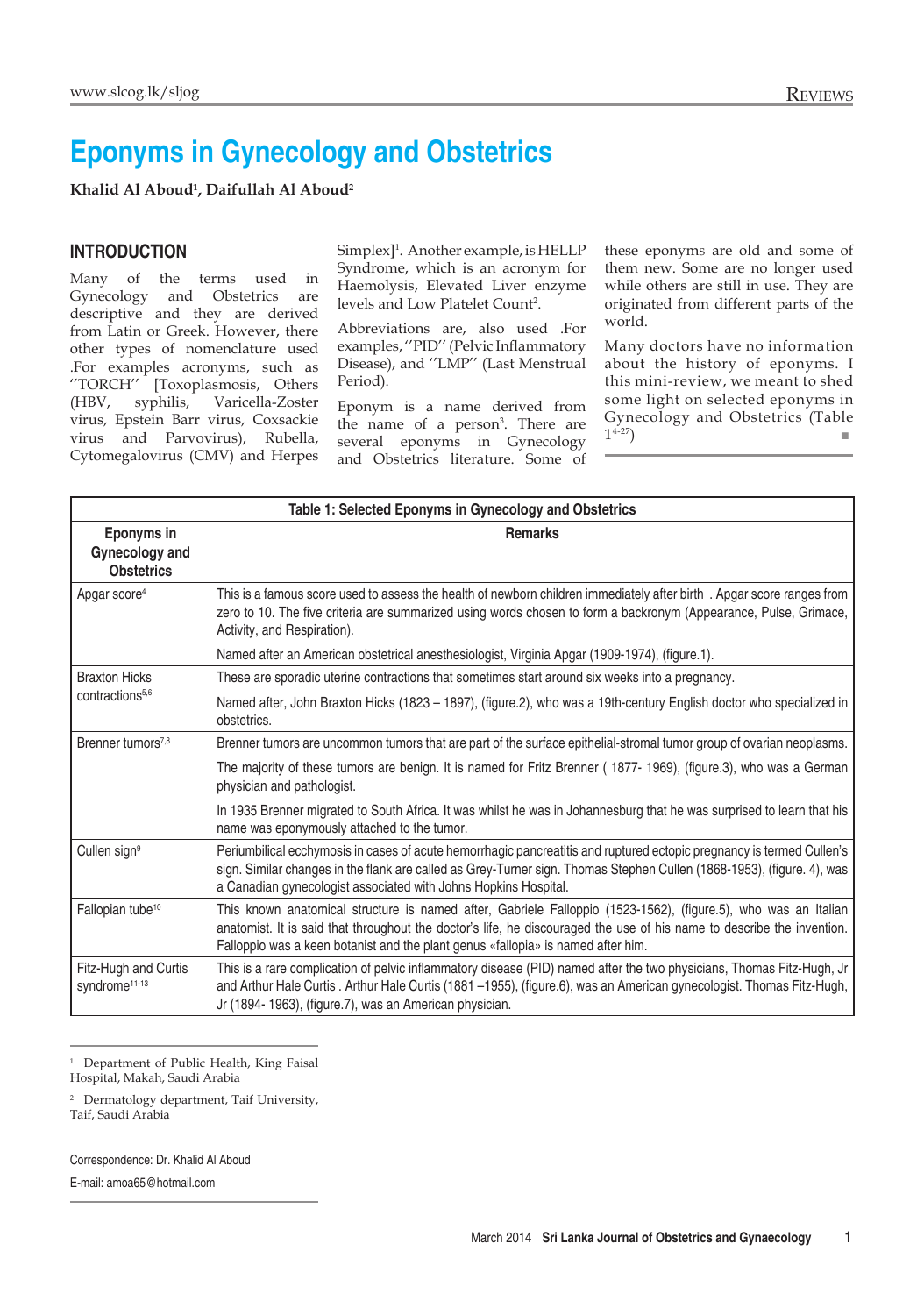# Eponyms in Gynecology and Obstetrics

**Khalid Al Aboud[1], Daifullah Al Aboud[2]**

## INTRODUCTION

Many of the terms used in Gynecology and Obstetrics are descriptive and they are derived from Latin or Greek. However, there other types of nomenclature used .For examples acronyms, such as ''TORCH'' [Toxoplasmosis, Others (HBV, syphilis, Varicella-Zoster virus, Epstein Barr virus, Coxsackie virus and Parvovirus), Rubella, Cytomegalovirus (CMV) and Herpes Simplex][1]. Another example, is HELLP Syndrome, which is an acronym for Haemolysis, Elevated Liver enzyme levels and Low Platelet Count[2].

Abbreviations are, also used .For examples, ''PID'' (Pelvic Inflammatory Disease), and ''LMP'' (Last Menstrual Period).

Eponym is a name derived from the name of a person[3]. There are several eponyms in Gynecology and Obstetrics literature. Some of these eponyms are old and some of them new. Some are no longer used while others are still in use. They are originated from different parts of the world.

Many doctors have no information about the history of eponyms. I this mini-review, we meant to shed some light on selected eponyms in Gynecology and Obstetrics (Table 1[4-27])

**Table 1: Selected Eponyms in Gynecology and Obstetrics**

| Eponyms in Gynecology and Obstetrics | Remarks |
|---|---|
| Apgar score[4] | This is a famous score used to assess the health of newborn children immediately after birth . Apgar score ranges from zero to 10. The five criteria are summarized using words chosen to form a backronym (Appearance, Pulse, Grimace, Activity, and Respiration). |
| | Named after an American obstetrical anesthesiologist, Virginia Apgar (1909-1974), (figure.1). |
| Braxton Hicks contractions[5,6] | These are sporadic uterine contractions that sometimes start around six weeks into a pregnancy. |
| | Named after, John Braxton Hicks (1823 – 1897), (figure.2), who was a 19th-century English doctor who specialized in obstetrics. |
| Brenner tumors[7,8] | Brenner tumors are uncommon tumors that are part of the surface epithelial-stromal tumor group of ovarian neoplasms. |
| | The majority of these tumors are benign. It is named for Fritz Brenner ( 1877- 1969), (figure.3), who was a German physician and pathologist. |
| | In 1935 Brenner migrated to South Africa. It was whilst he was in Johannesburg that he was surprised to learn that his name was eponymously attached to the tumor. |
| Cullen sign[9] | Periumbilical ecchymosis in cases of acute hemorrhagic pancreatitis and ruptured ectopic pregnancy is termed Cullen's sign. Similar changes in the flank are called as Grey-Turner sign. Thomas Stephen Cullen (1868-1953), (figure. 4), was a Canadian gynecologist associated with Johns Hopkins Hospital. |
| Fallopian tube[10] | This known anatomical structure is named after, Gabriele Falloppio (1523-1562), (figure.5), who was an Italian anatomist. It is said that throughout the doctor's life, he discouraged the use of his name to describe the invention. Falloppio was a keen botanist and the plant genus «fallopia» is named after him. |
| Fitz-Hugh and Curtis syndrome[11-13] | This is a rare complication of pelvic inflammatory disease (PID) named after the two physicians, Thomas Fitz-Hugh, Jr and Arthur Hale Curtis . Arthur Hale Curtis (1881 –1955), (figure.6), was an American gynecologist. Thomas Fitz-Hugh, Jr (1894- 1963), (figure.7), was an American physician. |

[1] Department of Public Health, King Faisal Hospital, Makah, Saudi Arabia

[2] Dermatology department, Taif University, Taif, Saudi Arabia

Correspondence: Dr. Khalid Al Aboud

E-mail: amoa65@hotmail.com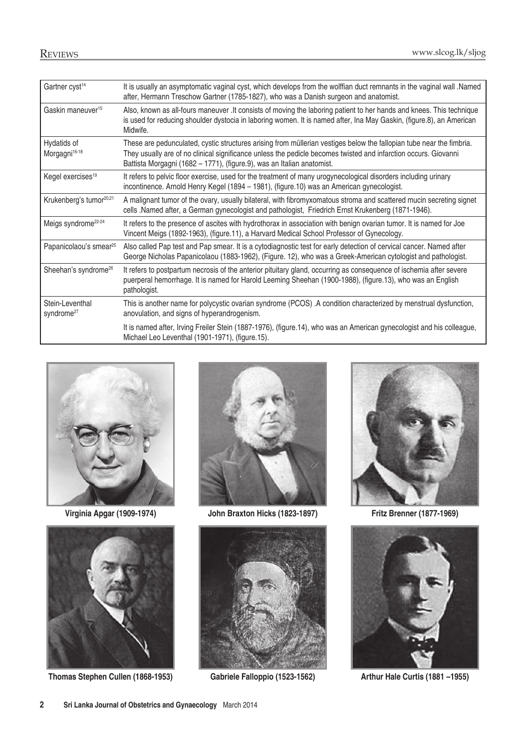| | |
|---|---|
| Gartner cyst[14] | It is usually an asymptomatic vaginal cyst, which develops from the wolffian duct remnants in the vaginal wall .Named after, Hermann Treschow Gartner (1785-1827), who was a Danish surgeon and anatomist. |
| Gaskin maneuver[15] | Also, known as all-fours maneuver .It consists of moving the laboring patient to her hands and knees. This technique is used for reducing shoulder dystocia in laboring women. It is named after, Ina May Gaskin, (figure.8), an American Midwife. |
| Hydatids of Morgagni[16-18] | These are pedunculated, cystic structures arising from müllerian vestiges below the fallopian tube near the fimbria. They usually are of no clinical significance unless the pedicle becomes twisted and infarction occurs. Giovanni Battista Morgagni (1682 – 1771), (figure.9), was an Italian anatomist. |
| Kegel exercises[19] | It refers to pelvic floor exercise, used for the treatment of many urogynecological disorders including urinary incontinence. Arnold Henry Kegel (1894 – 1981), (figure.10) was an American gynecologist. |
| Krukenberg's tumor[20,21] | A malignant tumor of the ovary, usually bilateral, with fibromyxomatous stroma and scattered mucin secreting signet cells .Named after, a German gynecologist and pathologist, Friedrich Ernst Krukenberg (1871-1946). |
| Meigs syndrome[22-24] | It refers to the presence of ascites with hydrothorax in association with benign ovarian tumor. It is named for Joe Vincent Meigs (1892-1963), (figure.11), a Harvard Medical School Professor of Gynecology. |
| Papanicolaou's smear[25] | Also called Pap test and Pap smear. It is a cytodiagnostic test for early detection of cervical cancer. Named after George Nicholas Papanicolaou (1883-1962), (Figure. 12), who was a Greek-American cytologist and pathologist. |
| Sheehan's syndrome[26] | It refers to postpartum necrosis of the anterior pituitary gland, occurring as consequence of ischemia after severe puerperal hemorrhage. It is named for Harold Leeming Sheehan (1900-1988), (figure.13), who was an English pathologist. |
| Stein-Leventhal syndrome[27] | This is another name for polycystic ovarian syndrome (PCOS) .A condition characterized by menstrual dysfunction, anovulation, and signs of hyperandrogenism. It is named after, Irving Freiler Stein (1887-1976), (figure.14), who was an American gynecologist and his colleague, Michael Leo Leventhal (1901-1971), (figure.15). |

**Virginia Apgar (1909-1974)**

**John Braxton Hicks (1823-1897)**

**Fritz Brenner (1877-1969)**

**Thomas Stephen Cullen (1868-1953)**

**Gabriele Falloppio (1523-1562)**

**Arthur Hale Curtis (1881 –1955)**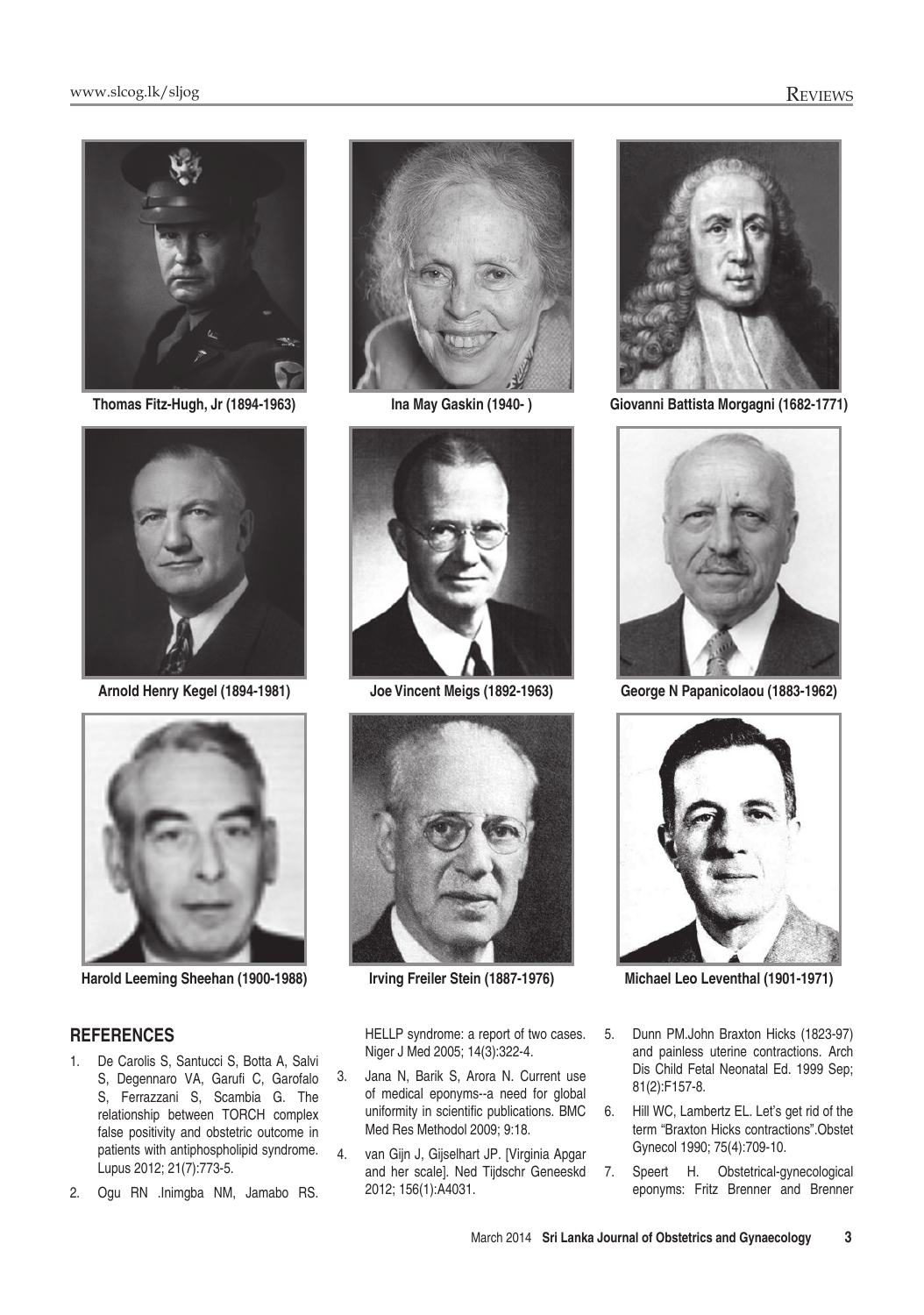Thomas Fitz-Hugh, Jr (1894-1963)

Ina May Gaskin (1940- )

Giovanni Battista Morgagni (1682-1771)

Arnold Henry Kegel (1894-1981)

Joe Vincent Meigs (1892-1963)

George N Papanicolaou (1883-1962)

Harold Leeming Sheehan (1900-1988)

Irving Freiler Stein (1887-1976)

Michael Leo Leventhal (1901-1971)

## REFERENCES

1. De Carolis S, Santucci S, Botta A, Salvi S, Degennaro VA, Garufi C, Garofalo S, Ferrazzani S, Scambia G. The relationship between TORCH complex false positivity and obstetric outcome in patients with antiphospholipid syndrome. Lupus 2012; 21(7):773-5.
2. Ogu RN .Inimgba NM, Jamabo RS. HELLP syndrome: a report of two cases. Niger J Med 2005; 14(3):322-4.
3. Jana N, Barik S, Arora N. Current use of medical eponyms--a need for global uniformity in scientific publications. BMC Med Res Methodol 2009; 9:18.
4. van Gijn J, Gijselhart JP. [Virginia Apgar and her scale]. Ned Tijdschr Geneeskd 2012; 156(1):A4031.
5. Dunn PM.John Braxton Hicks (1823-97) and painless uterine contractions. Arch Dis Child Fetal Neonatal Ed. 1999 Sep; 81(2):F157-8.
6. Hill WC, Lambertz EL. Let's get rid of the term "Braxton Hicks contractions".Obstet Gynecol 1990; 75(4):709-10.
7. Speert H. Obstetrical-gynecological eponyms: Fritz Brenner and Brenner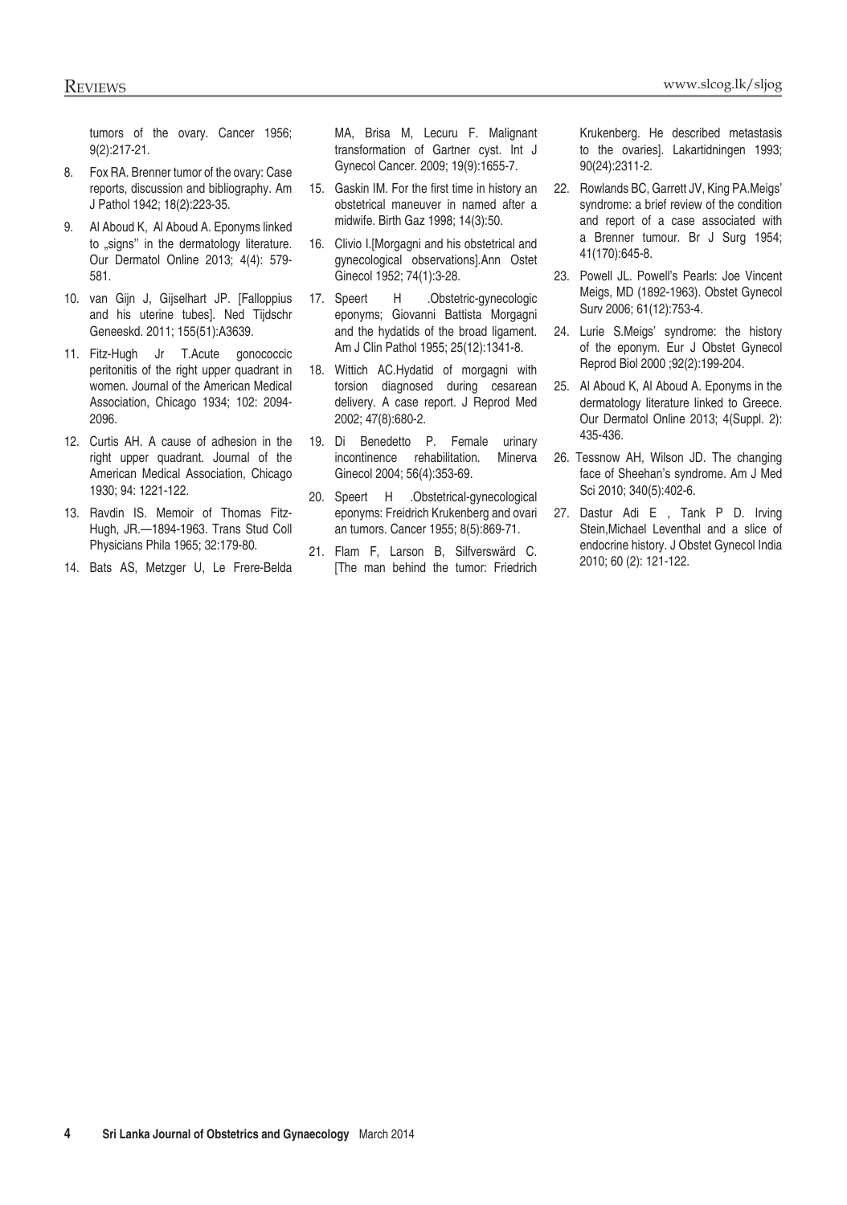tumors of the ovary. Cancer 1956; 9(2):217-21.

8. Fox RA. Brenner tumor of the ovary: Case reports, discussion and bibliography. Am J Pathol 1942; 18(2):223-35.
9. Al Aboud K, Al Aboud A. Eponyms linked to „signs'' in the dermatology literature. Our Dermatol Online 2013; 4(4): 579-581.
10. van Gijn J, Gijselhart JP. [Falloppius and his uterine tubes]. Ned Tijdschr Geneeskd. 2011; 155(51):A3639.
11. Fitz-Hugh Jr T.Acute gonococcic peritonitis of the right upper quadrant in women. Journal of the American Medical Association, Chicago 1934; 102: 2094-2096.
12. Curtis AH. A cause of adhesion in the right upper quadrant. Journal of the American Medical Association, Chicago 1930; 94: 1221-122.
13. Ravdin IS. Memoir of Thomas Fitz-Hugh, JR.—1894-1963. Trans Stud Coll Physicians Phila 1965; 32:179-80.
14. Bats AS, Metzger U, Le Frere-Belda MA, Brisa M, Lecuru F. Malignant transformation of Gartner cyst. Int J Gynecol Cancer. 2009; 19(9):1655-7.
15. Gaskin IM. For the first time in history an obstetrical maneuver in named after a midwife. Birth Gaz 1998; 14(3):50.
16. Clivio I.[Morgagni and his obstetrical and gynecological observations].Ann Ostet Ginecol 1952; 74(1):3-28.
17. Speert H .Obstetric-gynecologic eponyms; Giovanni Battista Morgagni and the hydatids of the broad ligament. Am J Clin Pathol 1955; 25(12):1341-8.
18. Wittich AC.Hydatid of morgagni with torsion diagnosed during cesarean delivery. A case report. J Reprod Med 2002; 47(8):680-2.
19. Di Benedetto P. Female urinary incontinence rehabilitation. Minerva Ginecol 2004; 56(4):353-69.
20. Speert H .Obstetrical-gynecological eponyms: Freidrich Krukenberg and ovari an tumors. Cancer 1955; 8(5):869-71.
21. Flam F, Larson B, Silfverswärd C. [The man behind the tumor: Friedrich Krukenberg. He described metastasis to the ovaries]. Lakartidningen 1993; 90(24):2311-2.
22. Rowlands BC, Garrett JV, King PA.Meigs' syndrome: a brief review of the condition and report of a case associated with a Brenner tumour. Br J Surg 1954; 41(170):645-8.
23. Powell JL. Powell's Pearls: Joe Vincent Meigs, MD (1892-1963). Obstet Gynecol Surv 2006; 61(12):753-4.
24. Lurie S.Meigs' syndrome: the history of the eponym. Eur J Obstet Gynecol Reprod Biol 2000 ;92(2):199-204.
25. Al Aboud K, Al Aboud A. Eponyms in the dermatology literature linked to Greece. Our Dermatol Online 2013; 4(Suppl. 2): 435-436.
26. Tessnow AH, Wilson JD. The changing face of Sheehan's syndrome. Am J Med Sci 2010; 340(5):402-6.
27. Dastur Adi E , Tank P D. Irving Stein,Michael Leventhal and a slice of endocrine history. J Obstet Gynecol India 2010; 60 (2): 121-122.